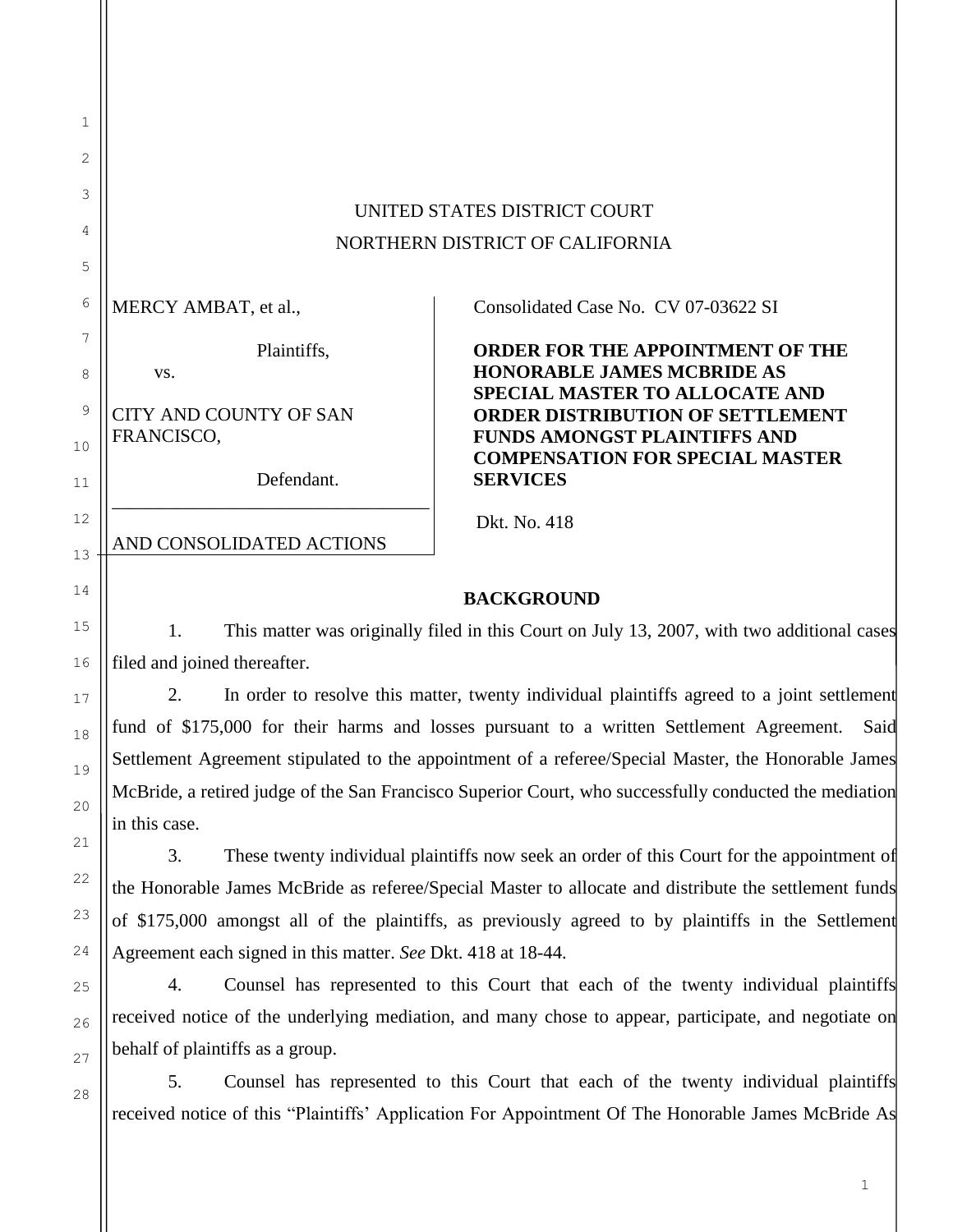UNITED STATES DISTRICT COURT

NORTHERN DISTRICT OF CALIFORNIA

| | |
|---|---|
| MERCY AMBAT, et al.,<br><br>Plaintiffs,<br><br>vs.<br><br>CITY AND COUNTY OF SAN FRANCISCO,<br><br>Defendant.<br><br>AND CONSOLIDATED ACTIONS | Consolidated Case No. CV 07-03622 SI<br><br>**ORDER FOR THE APPOINTMENT OF THE HONORABLE JAMES MCBRIDE AS SPECIAL MASTER TO ALLOCATE AND ORDER DISTRIBUTION OF SETTLEMENT FUNDS AMONGST PLAINTIFFS AND COMPENSATION FOR SPECIAL MASTER SERVICES**<br><br>Dkt. No. 418 |

## BACKGROUND

1. This matter was originally filed in this Court on July 13, 2007, with two additional cases filed and joined thereafter.

2. In order to resolve this matter, twenty individual plaintiffs agreed to a joint settlement fund of $175,000 for their harms and losses pursuant to a written Settlement Agreement. Said Settlement Agreement stipulated to the appointment of a referee/Special Master, the Honorable James McBride, a retired judge of the San Francisco Superior Court, who successfully conducted the mediation in this case.

3. These twenty individual plaintiffs now seek an order of this Court for the appointment of the Honorable James McBride as referee/Special Master to allocate and distribute the settlement funds of $175,000 amongst all of the plaintiffs, as previously agreed to by plaintiffs in the Settlement Agreement each signed in this matter. *See* Dkt. 418 at 18-44.

4. Counsel has represented to this Court that each of the twenty individual plaintiffs received notice of the underlying mediation, and many chose to appear, participate, and negotiate on behalf of plaintiffs as a group.

5. Counsel has represented to this Court that each of the twenty individual plaintiffs received notice of this "Plaintiffs' Application For Appointment Of The Honorable James McBride As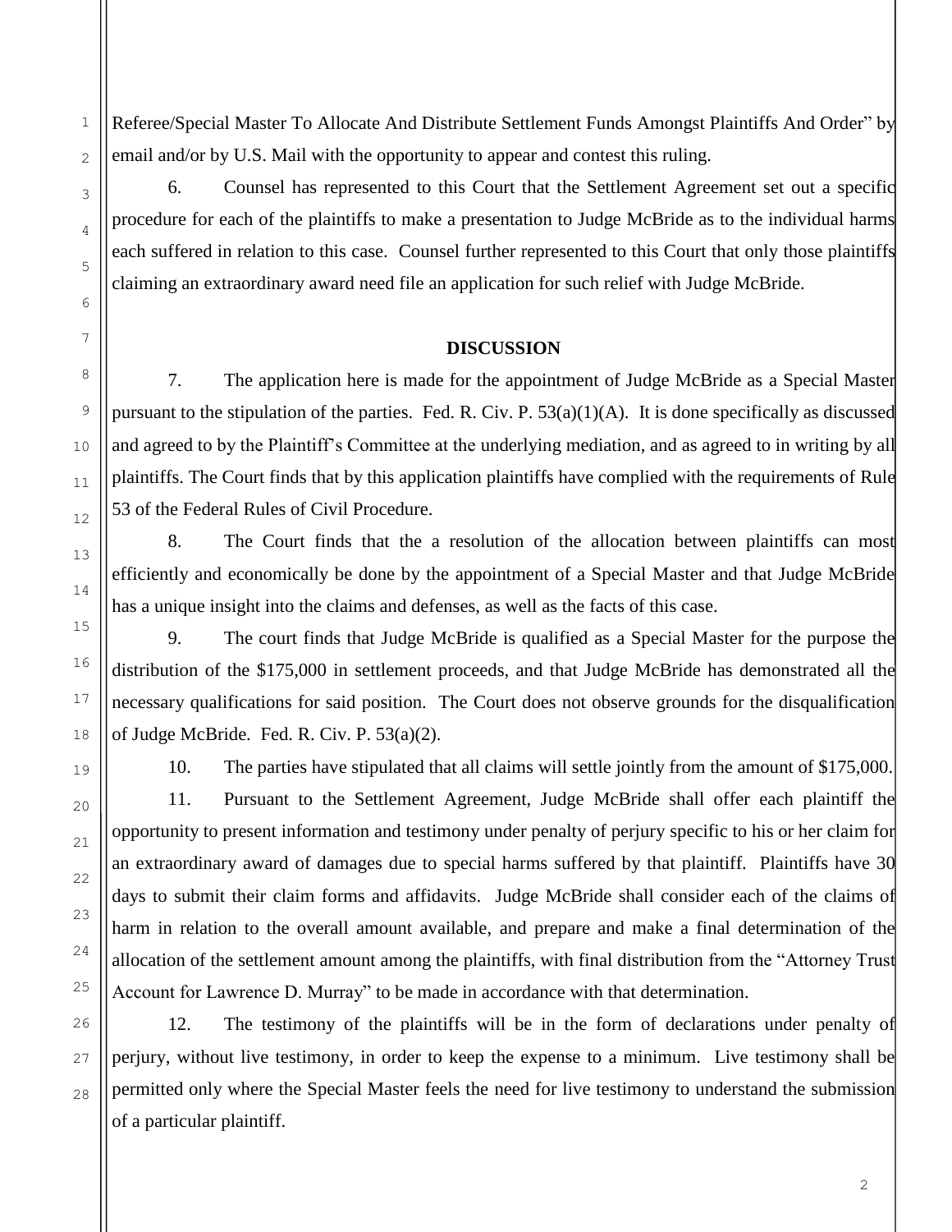Referee/Special Master To Allocate And Distribute Settlement Funds Amongst Plaintiffs And Order" by email and/or by U.S. Mail with the opportunity to appear and contest this ruling.

6. Counsel has represented to this Court that the Settlement Agreement set out a specific procedure for each of the plaintiffs to make a presentation to Judge McBride as to the individual harms each suffered in relation to this case. Counsel further represented to this Court that only those plaintiffs claiming an extraordinary award need file an application for such relief with Judge McBride.

## DISCUSSION

7. The application here is made for the appointment of Judge McBride as a Special Master pursuant to the stipulation of the parties. Fed. R. Civ. P. 53(a)(1)(A). It is done specifically as discussed and agreed to by the Plaintiff's Committee at the underlying mediation, and as agreed to in writing by all plaintiffs. The Court finds that by this application plaintiffs have complied with the requirements of Rule 53 of the Federal Rules of Civil Procedure.

8. The Court finds that the a resolution of the allocation between plaintiffs can most efficiently and economically be done by the appointment of a Special Master and that Judge McBride has a unique insight into the claims and defenses, as well as the facts of this case.

9. The court finds that Judge McBride is qualified as a Special Master for the purpose the distribution of the $175,000 in settlement proceeds, and that Judge McBride has demonstrated all the necessary qualifications for said position. The Court does not observe grounds for the disqualification of Judge McBride. Fed. R. Civ. P. 53(a)(2).

10. The parties have stipulated that all claims will settle jointly from the amount of $175,000.

11. Pursuant to the Settlement Agreement, Judge McBride shall offer each plaintiff the opportunity to present information and testimony under penalty of perjury specific to his or her claim for an extraordinary award of damages due to special harms suffered by that plaintiff. Plaintiffs have 30 days to submit their claim forms and affidavits. Judge McBride shall consider each of the claims of harm in relation to the overall amount available, and prepare and make a final determination of the allocation of the settlement amount among the plaintiffs, with final distribution from the "Attorney Trust Account for Lawrence D. Murray" to be made in accordance with that determination.

12. The testimony of the plaintiffs will be in the form of declarations under penalty of perjury, without live testimony, in order to keep the expense to a minimum. Live testimony shall be permitted only where the Special Master feels the need for live testimony to understand the submission of a particular plaintiff.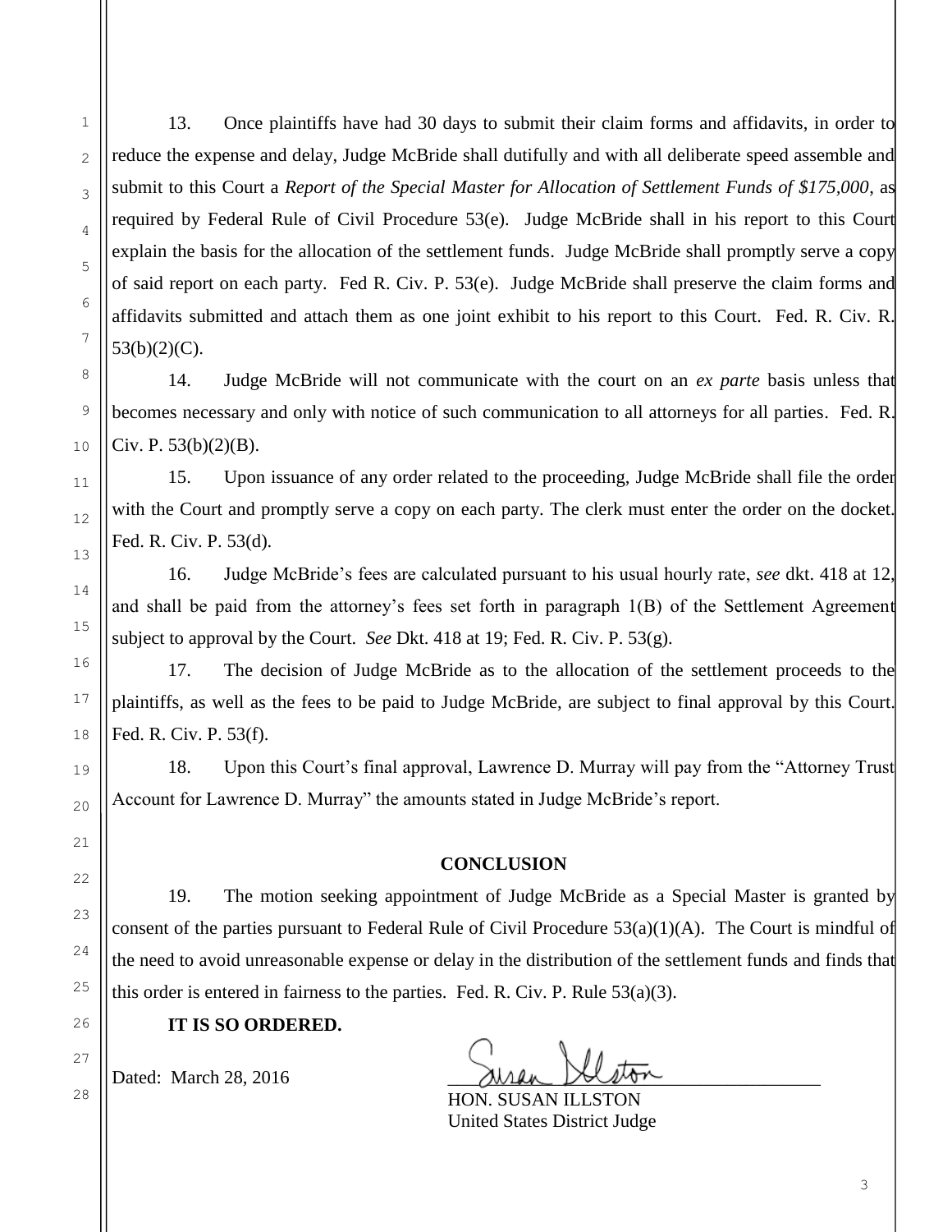13. Once plaintiffs have had 30 days to submit their claim forms and affidavits, in order to reduce the expense and delay, Judge McBride shall dutifully and with all deliberate speed assemble and submit to this Court a *Report of the Special Master for Allocation of Settlement Funds of $175,000*, as required by Federal Rule of Civil Procedure 53(e). Judge McBride shall in his report to this Court explain the basis for the allocation of the settlement funds. Judge McBride shall promptly serve a copy of said report on each party. Fed R. Civ. P. 53(e). Judge McBride shall preserve the claim forms and affidavits submitted and attach them as one joint exhibit to his report to this Court. Fed. R. Civ. R. 53(b)(2)(C).

14. Judge McBride will not communicate with the court on an *ex parte* basis unless that becomes necessary and only with notice of such communication to all attorneys for all parties. Fed. R. Civ. P. 53(b)(2)(B).

15. Upon issuance of any order related to the proceeding, Judge McBride shall file the order with the Court and promptly serve a copy on each party. The clerk must enter the order on the docket. Fed. R. Civ. P. 53(d).

16. Judge McBride's fees are calculated pursuant to his usual hourly rate, *see* dkt. 418 at 12, and shall be paid from the attorney's fees set forth in paragraph 1(B) of the Settlement Agreement subject to approval by the Court. *See* Dkt. 418 at 19; Fed. R. Civ. P. 53(g).

17. The decision of Judge McBride as to the allocation of the settlement proceeds to the plaintiffs, as well as the fees to be paid to Judge McBride, are subject to final approval by this Court. Fed. R. Civ. P. 53(f).

18. Upon this Court's final approval, Lawrence D. Murray will pay from the "Attorney Trust Account for Lawrence D. Murray" the amounts stated in Judge McBride's report.

**CONCLUSION**

19. The motion seeking appointment of Judge McBride as a Special Master is granted by consent of the parties pursuant to Federal Rule of Civil Procedure 53(a)(1)(A). The Court is mindful of the need to avoid unreasonable expense or delay in the distribution of the settlement funds and finds that this order is entered in fairness to the parties. Fed. R. Civ. P. Rule 53(a)(3).

**IT IS SO ORDERED.**

Dated: March 28, 2016

HON. SUSAN ILLSTON
United States District Judge